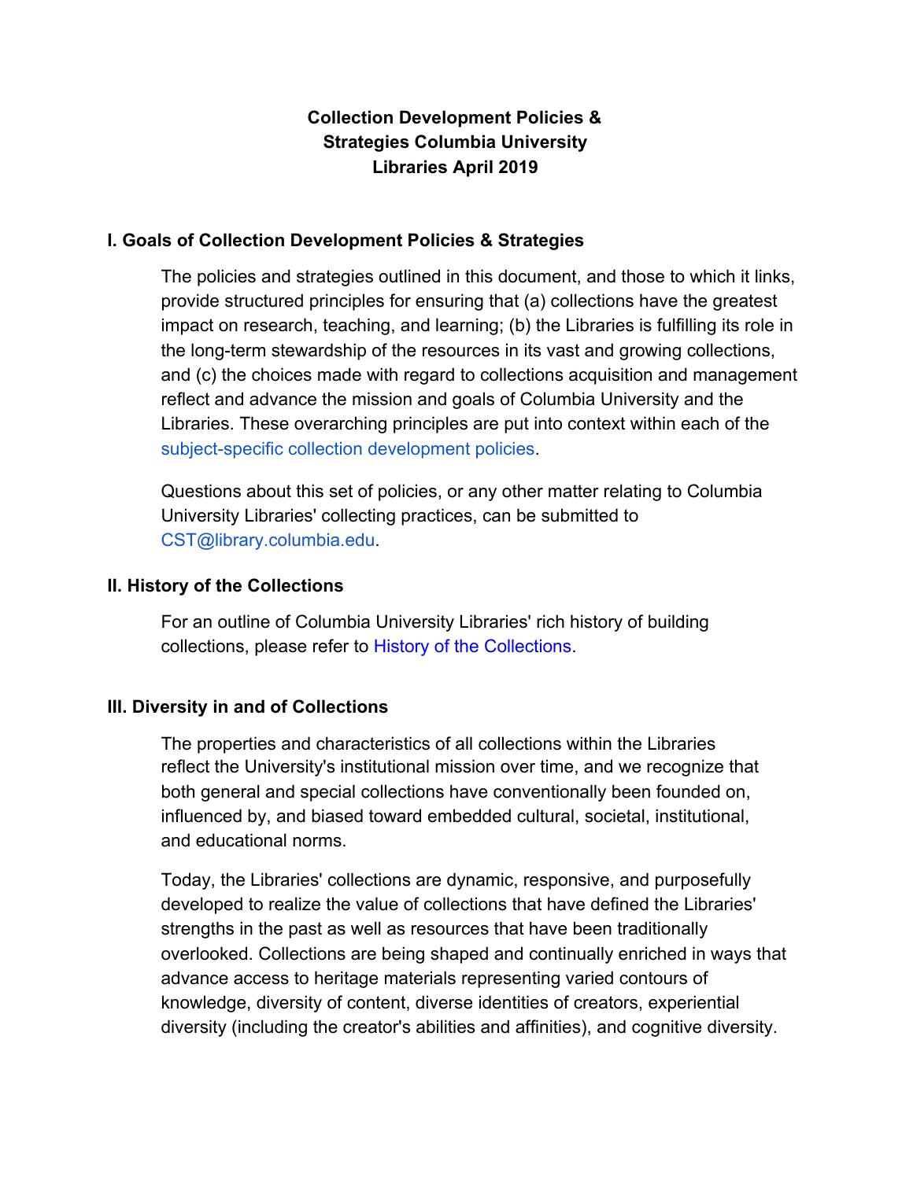# Collection Development Policies & Strategies Columbia University Libraries April 2019

## I. Goals of Collection Development Policies & Strategies

The policies and strategies outlined in this document, and those to which it links, provide structured principles for ensuring that (a) collections have the greatest impact on research, teaching, and learning; (b) the Libraries is fulfilling its role in the long-term stewardship of the resources in its vast and growing collections, and (c) the choices made with regard to collections acquisition and management reflect and advance the mission and goals of Columbia University and the Libraries. These overarching principles are put into context within each of the subject-specific collection development policies.

Questions about this set of policies, or any other matter relating to Columbia University Libraries' collecting practices, can be submitted to CST@library.columbia.edu.

## II. History of the Collections

For an outline of Columbia University Libraries' rich history of building collections, please refer to History of the Collections.

## III. Diversity in and of Collections

The properties and characteristics of all collections within the Libraries reflect the University's institutional mission over time, and we recognize that both general and special collections have conventionally been founded on, influenced by, and biased toward embedded cultural, societal, institutional, and educational norms.

Today, the Libraries' collections are dynamic, responsive, and purposefully developed to realize the value of collections that have defined the Libraries' strengths in the past as well as resources that have been traditionally overlooked. Collections are being shaped and continually enriched in ways that advance access to heritage materials representing varied contours of knowledge, diversity of content, diverse identities of creators, experiential diversity (including the creator's abilities and affinities), and cognitive diversity.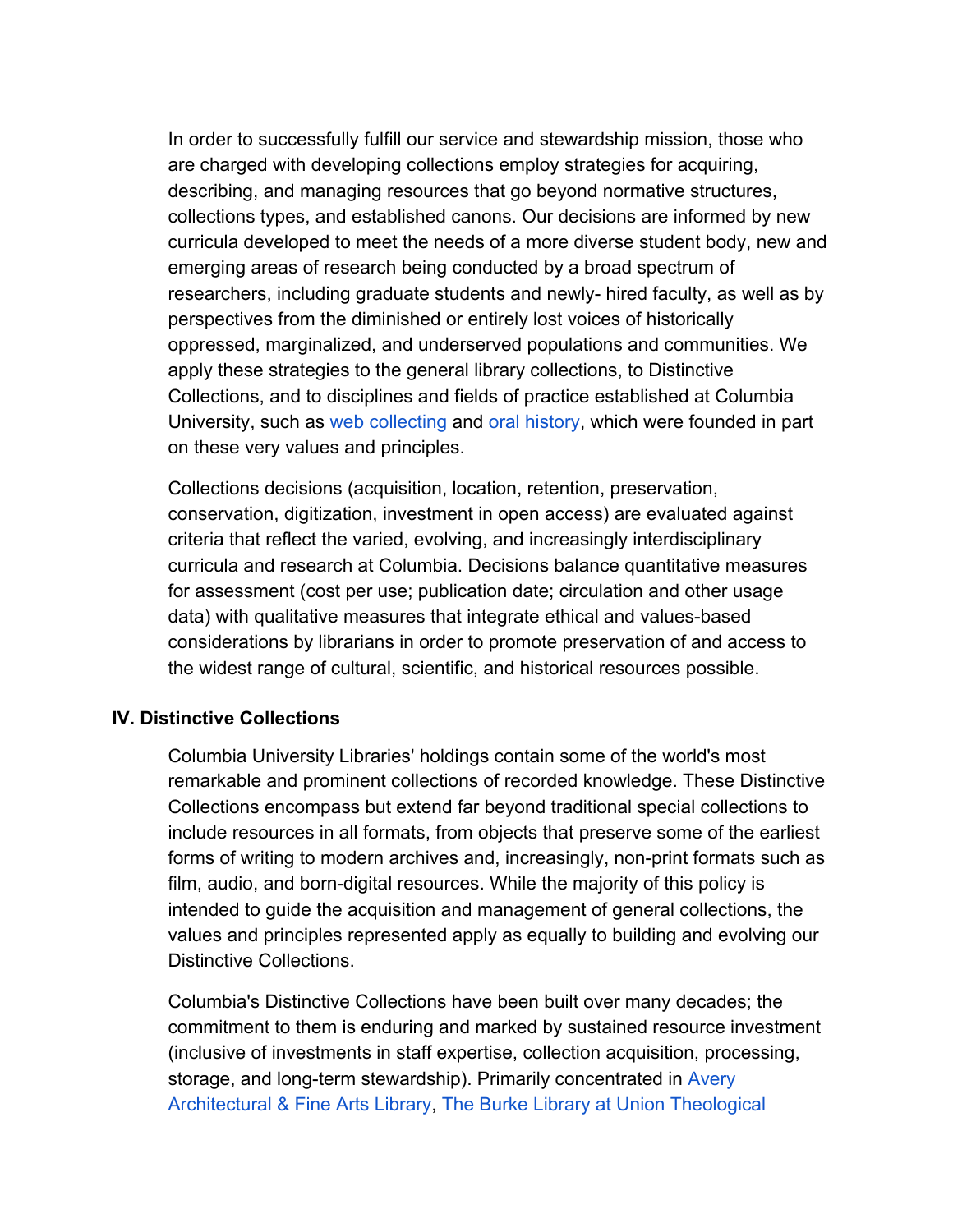In order to successfully fulfill our service and stewardship mission, those who are charged with developing collections employ strategies for acquiring, describing, and managing resources that go beyond normative structures, collections types, and established canons. Our decisions are informed by new curricula developed to meet the needs of a more diverse student body, new and emerging areas of research being conducted by a broad spectrum of researchers, including graduate students and newly- hired faculty, as well as by perspectives from the diminished or entirely lost voices of historically oppressed, marginalized, and underserved populations and communities. We apply these strategies to the general library collections, to Distinctive Collections, and to disciplines and fields of practice established at Columbia University, such as web collecting and oral history, which were founded in part on these very values and principles.

Collections decisions (acquisition, location, retention, preservation, conservation, digitization, investment in open access) are evaluated against criteria that reflect the varied, evolving, and increasingly interdisciplinary curricula and research at Columbia. Decisions balance quantitative measures for assessment (cost per use; publication date; circulation and other usage data) with qualitative measures that integrate ethical and values-based considerations by librarians in order to promote preservation of and access to the widest range of cultural, scientific, and historical resources possible.

## IV. Distinctive Collections

Columbia University Libraries' holdings contain some of the world's most remarkable and prominent collections of recorded knowledge. These Distinctive Collections encompass but extend far beyond traditional special collections to include resources in all formats, from objects that preserve some of the earliest forms of writing to modern archives and, increasingly, non-print formats such as film, audio, and born-digital resources. While the majority of this policy is intended to guide the acquisition and management of general collections, the values and principles represented apply as equally to building and evolving our Distinctive Collections.

Columbia's Distinctive Collections have been built over many decades; the commitment to them is enduring and marked by sustained resource investment (inclusive of investments in staff expertise, collection acquisition, processing, storage, and long-term stewardship). Primarily concentrated in Avery Architectural & Fine Arts Library, The Burke Library at Union Theological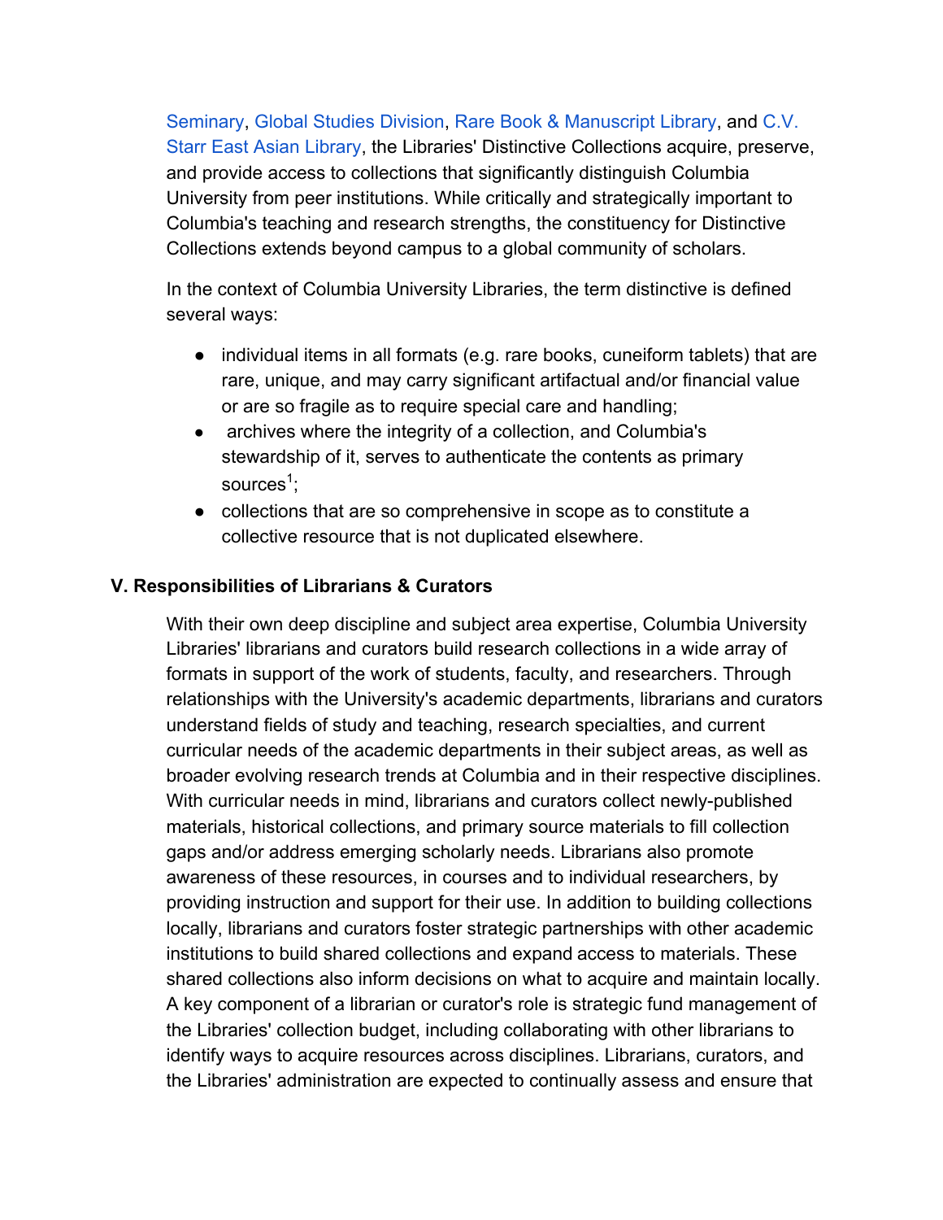Seminary, Global Studies Division, Rare Book & Manuscript Library, and C.V. Starr East Asian Library, the Libraries' Distinctive Collections acquire, preserve, and provide access to collections that significantly distinguish Columbia University from peer institutions. While critically and strategically important to Columbia's teaching and research strengths, the constituency for Distinctive Collections extends beyond campus to a global community of scholars.

In the context of Columbia University Libraries, the term distinctive is defined several ways:

- individual items in all formats (e.g. rare books, cuneiform tablets) that are rare, unique, and may carry significant artifactual and/or financial value or are so fragile as to require special care and handling;
- archives where the integrity of a collection, and Columbia's stewardship of it, serves to authenticate the contents as primary sources[1];
- collections that are so comprehensive in scope as to constitute a collective resource that is not duplicated elsewhere.

## V. Responsibilities of Librarians & Curators

With their own deep discipline and subject area expertise, Columbia University Libraries' librarians and curators build research collections in a wide array of formats in support of the work of students, faculty, and researchers. Through relationships with the University's academic departments, librarians and curators understand fields of study and teaching, research specialties, and current curricular needs of the academic departments in their subject areas, as well as broader evolving research trends at Columbia and in their respective disciplines. With curricular needs in mind, librarians and curators collect newly-published materials, historical collections, and primary source materials to fill collection gaps and/or address emerging scholarly needs. Librarians also promote awareness of these resources, in courses and to individual researchers, by providing instruction and support for their use. In addition to building collections locally, librarians and curators foster strategic partnerships with other academic institutions to build shared collections and expand access to materials. These shared collections also inform decisions on what to acquire and maintain locally. A key component of a librarian or curator's role is strategic fund management of the Libraries' collection budget, including collaborating with other librarians to identify ways to acquire resources across disciplines. Librarians, curators, and the Libraries' administration are expected to continually assess and ensure that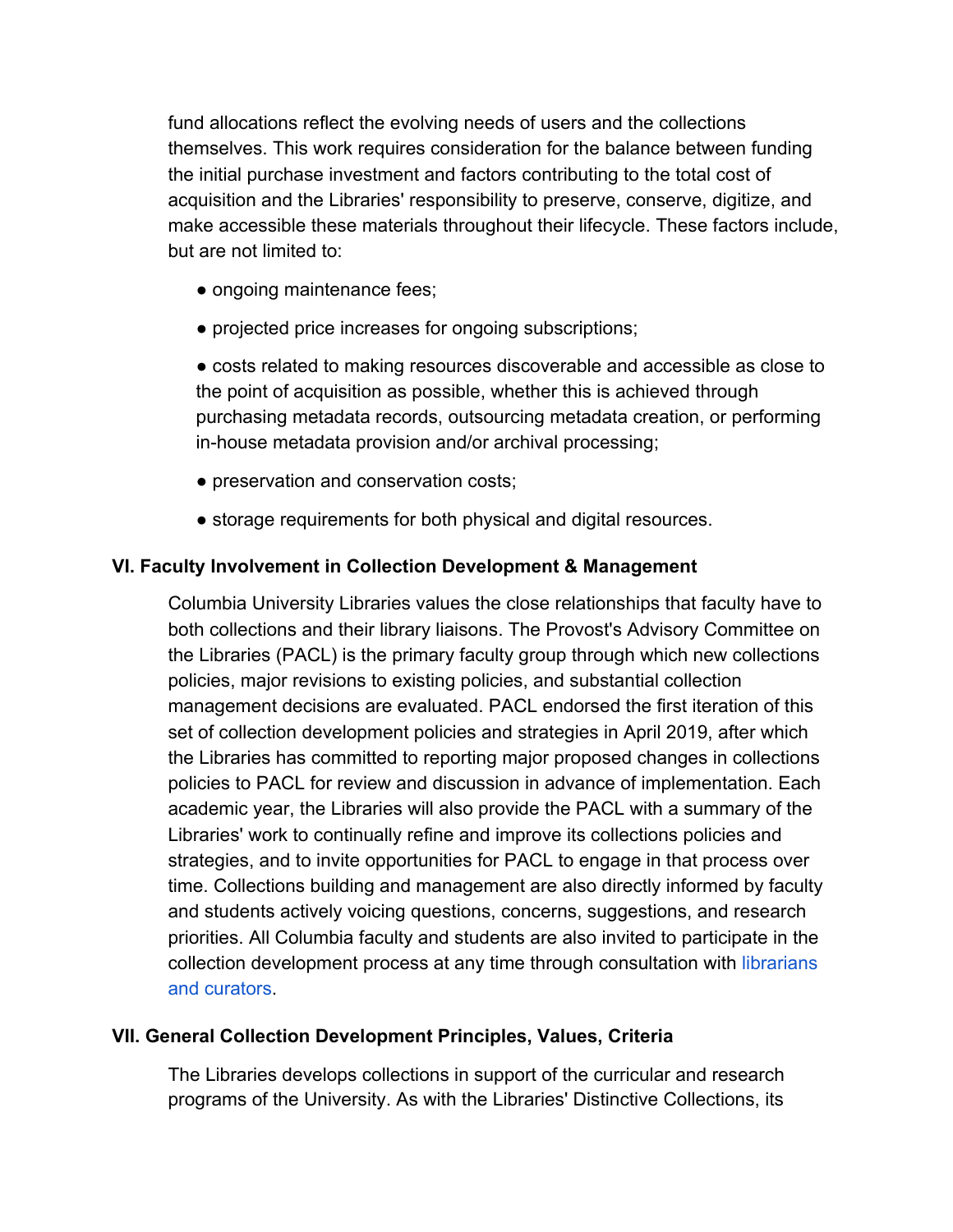fund allocations reflect the evolving needs of users and the collections themselves. This work requires consideration for the balance between funding the initial purchase investment and factors contributing to the total cost of acquisition and the Libraries' responsibility to preserve, conserve, digitize, and make accessible these materials throughout their lifecycle. These factors include, but are not limited to:

- ongoing maintenance fees;
- projected price increases for ongoing subscriptions;
- costs related to making resources discoverable and accessible as close to the point of acquisition as possible, whether this is achieved through purchasing metadata records, outsourcing metadata creation, or performing in-house metadata provision and/or archival processing;
- preservation and conservation costs;
- storage requirements for both physical and digital resources.

### VI. Faculty Involvement in Collection Development & Management

Columbia University Libraries values the close relationships that faculty have to both collections and their library liaisons. The Provost's Advisory Committee on the Libraries (PACL) is the primary faculty group through which new collections policies, major revisions to existing policies, and substantial collection management decisions are evaluated. PACL endorsed the first iteration of this set of collection development policies and strategies in April 2019, after which the Libraries has committed to reporting major proposed changes in collections policies to PACL for review and discussion in advance of implementation. Each academic year, the Libraries will also provide the PACL with a summary of the Libraries' work to continually refine and improve its collections policies and strategies, and to invite opportunities for PACL to engage in that process over time. Collections building and management are also directly informed by faculty and students actively voicing questions, concerns, suggestions, and research priorities. All Columbia faculty and students are also invited to participate in the collection development process at any time through consultation with librarians and curators.

### VII. General Collection Development Principles, Values, Criteria

The Libraries develops collections in support of the curricular and research programs of the University. As with the Libraries' Distinctive Collections, its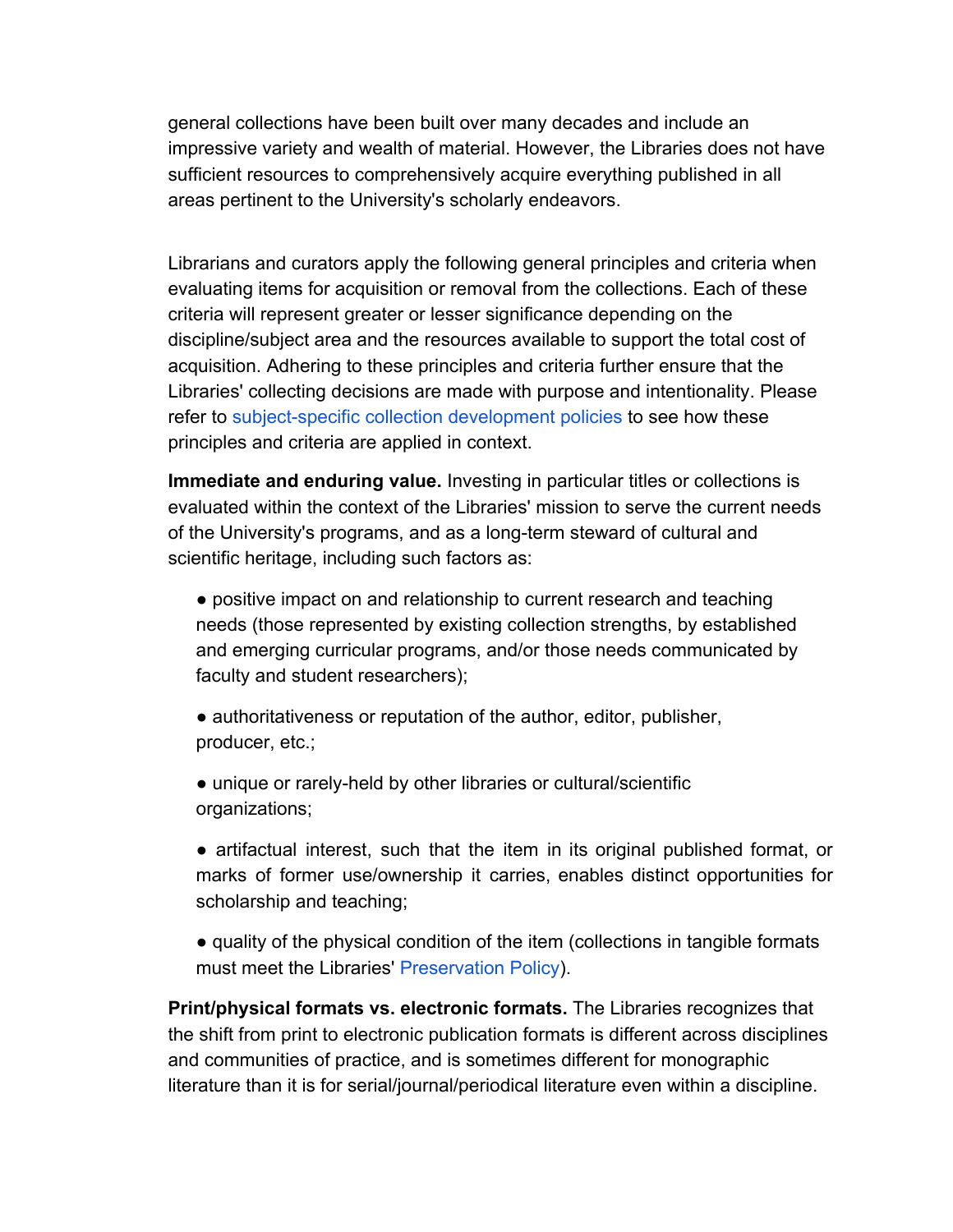general collections have been built over many decades and include an impressive variety and wealth of material. However, the Libraries does not have sufficient resources to comprehensively acquire everything published in all areas pertinent to the University's scholarly endeavors.

Librarians and curators apply the following general principles and criteria when evaluating items for acquisition or removal from the collections. Each of these criteria will represent greater or lesser significance depending on the discipline/subject area and the resources available to support the total cost of acquisition. Adhering to these principles and criteria further ensure that the Libraries' collecting decisions are made with purpose and intentionality. Please refer to subject-specific collection development policies to see how these principles and criteria are applied in context.

**Immediate and enduring value.** Investing in particular titles or collections is evaluated within the context of the Libraries' mission to serve the current needs of the University's programs, and as a long-term steward of cultural and scientific heritage, including such factors as:

- positive impact on and relationship to current research and teaching needs (those represented by existing collection strengths, by established and emerging curricular programs, and/or those needs communicated by faculty and student researchers);
- authoritativeness or reputation of the author, editor, publisher, producer, etc.;
- unique or rarely-held by other libraries or cultural/scientific organizations;
- artifactual interest, such that the item in its original published format, or marks of former use/ownership it carries, enables distinct opportunities for scholarship and teaching;
- quality of the physical condition of the item (collections in tangible formats must meet the Libraries' Preservation Policy).

**Print/physical formats vs. electronic formats.** The Libraries recognizes that the shift from print to electronic publication formats is different across disciplines and communities of practice, and is sometimes different for monographic literature than it is for serial/journal/periodical literature even within a discipline.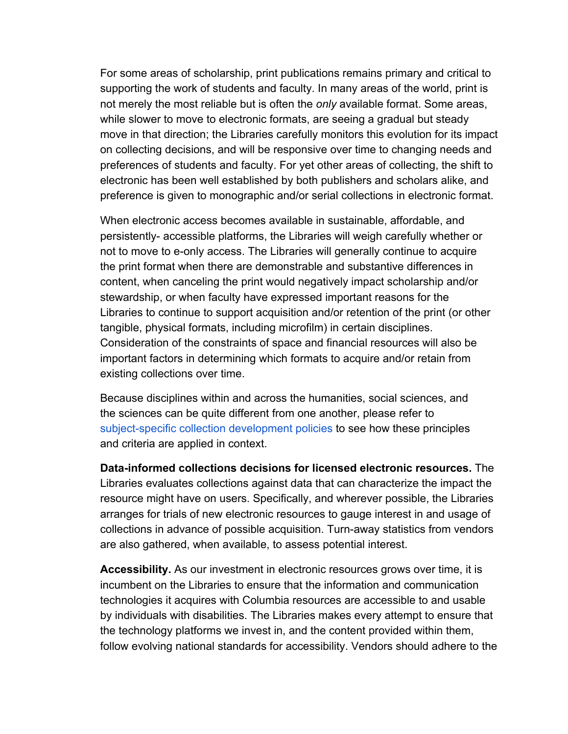For some areas of scholarship, print publications remains primary and critical to supporting the work of students and faculty. In many areas of the world, print is not merely the most reliable but is often the *only* available format. Some areas, while slower to move to electronic formats, are seeing a gradual but steady move in that direction; the Libraries carefully monitors this evolution for its impact on collecting decisions, and will be responsive over time to changing needs and preferences of students and faculty. For yet other areas of collecting, the shift to electronic has been well established by both publishers and scholars alike, and preference is given to monographic and/or serial collections in electronic format.

When electronic access becomes available in sustainable, affordable, and persistently- accessible platforms, the Libraries will weigh carefully whether or not to move to e-only access. The Libraries will generally continue to acquire the print format when there are demonstrable and substantive differences in content, when canceling the print would negatively impact scholarship and/or stewardship, or when faculty have expressed important reasons for the Libraries to continue to support acquisition and/or retention of the print (or other tangible, physical formats, including microfilm) in certain disciplines. Consideration of the constraints of space and financial resources will also be important factors in determining which formats to acquire and/or retain from existing collections over time.

Because disciplines within and across the humanities, social sciences, and the sciences can be quite different from one another, please refer to subject-specific collection development policies to see how these principles and criteria are applied in context.

**Data-informed collections decisions for licensed electronic resources.** The Libraries evaluates collections against data that can characterize the impact the resource might have on users. Specifically, and wherever possible, the Libraries arranges for trials of new electronic resources to gauge interest in and usage of collections in advance of possible acquisition. Turn-away statistics from vendors are also gathered, when available, to assess potential interest.

**Accessibility.** As our investment in electronic resources grows over time, it is incumbent on the Libraries to ensure that the information and communication technologies it acquires with Columbia resources are accessible to and usable by individuals with disabilities. The Libraries makes every attempt to ensure that the technology platforms we invest in, and the content provided within them, follow evolving national standards for accessibility. Vendors should adhere to the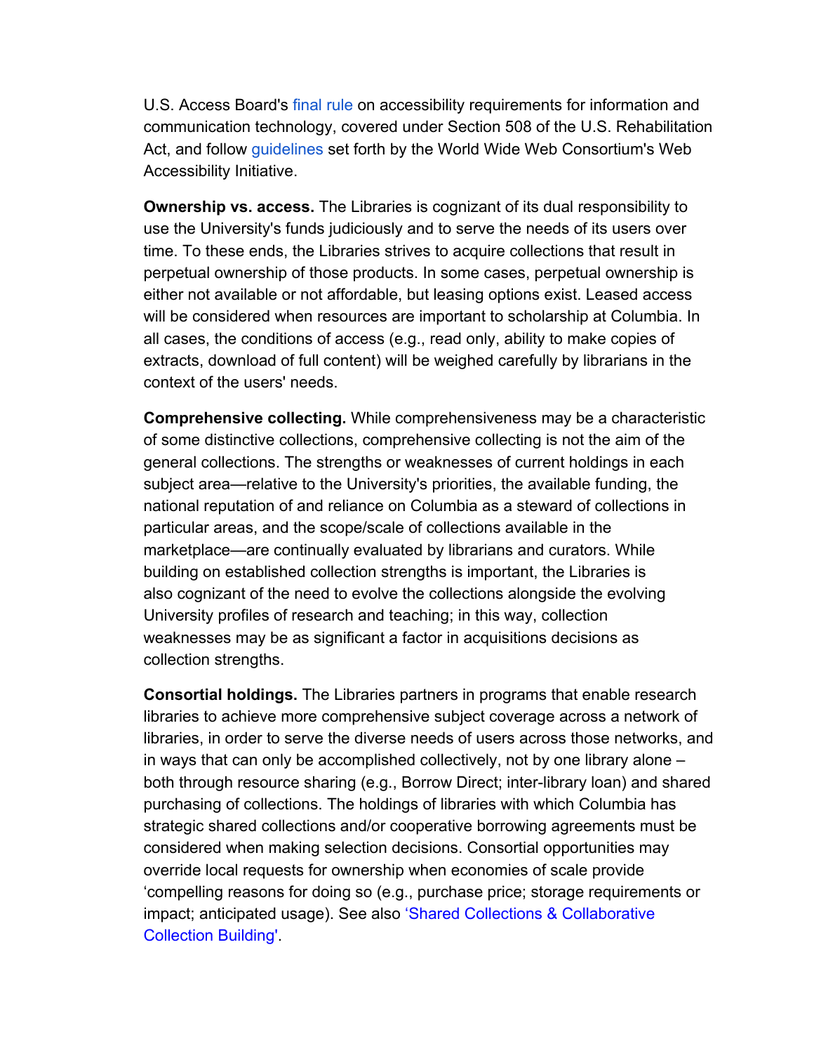U.S. Access Board's final rule on accessibility requirements for information and communication technology, covered under Section 508 of the U.S. Rehabilitation Act, and follow guidelines set forth by the World Wide Web Consortium's Web Accessibility Initiative.

**Ownership vs. access.** The Libraries is cognizant of its dual responsibility to use the University's funds judiciously and to serve the needs of its users over time. To these ends, the Libraries strives to acquire collections that result in perpetual ownership of those products. In some cases, perpetual ownership is either not available or not affordable, but leasing options exist. Leased access will be considered when resources are important to scholarship at Columbia. In all cases, the conditions of access (e.g., read only, ability to make copies of extracts, download of full content) will be weighed carefully by librarians in the context of the users' needs.

**Comprehensive collecting.** While comprehensiveness may be a characteristic of some distinctive collections, comprehensive collecting is not the aim of the general collections. The strengths or weaknesses of current holdings in each subject area—relative to the University's priorities, the available funding, the national reputation of and reliance on Columbia as a steward of collections in particular areas, and the scope/scale of collections available in the marketplace—are continually evaluated by librarians and curators. While building on established collection strengths is important, the Libraries is also cognizant of the need to evolve the collections alongside the evolving University profiles of research and teaching; in this way, collection weaknesses may be as significant a factor in acquisitions decisions as collection strengths.

**Consortial holdings.** The Libraries partners in programs that enable research libraries to achieve more comprehensive subject coverage across a network of libraries, in order to serve the diverse needs of users across those networks, and in ways that can only be accomplished collectively, not by one library alone – both through resource sharing (e.g., Borrow Direct; inter-library loan) and shared purchasing of collections. The holdings of libraries with which Columbia has strategic shared collections and/or cooperative borrowing agreements must be considered when making selection decisions. Consortial opportunities may override local requests for ownership when economies of scale provide 'compelling reasons for doing so (e.g., purchase price; storage requirements or impact; anticipated usage). See also 'Shared Collections & Collaborative Collection Building'.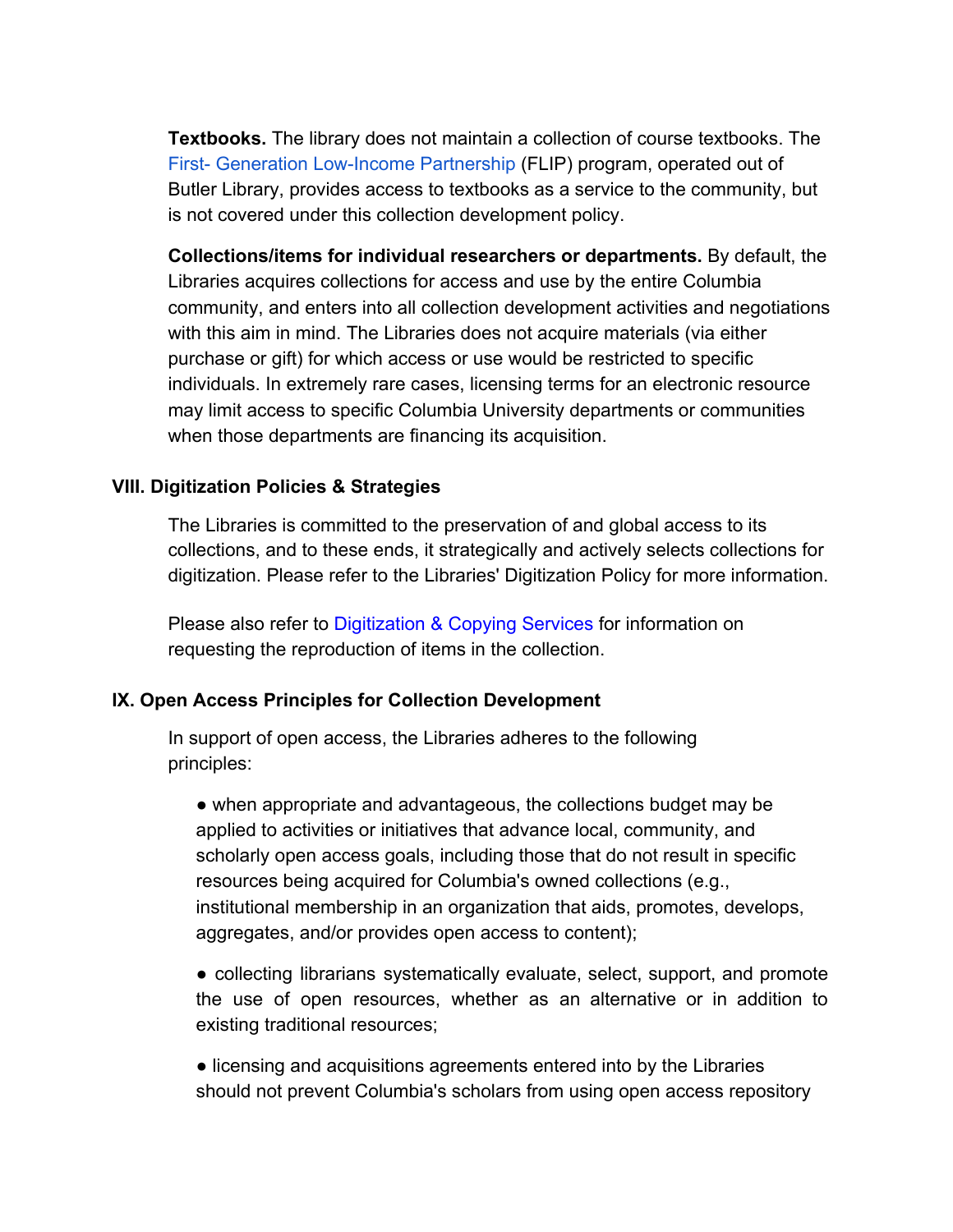**Textbooks.** The library does not maintain a collection of course textbooks. The First- Generation Low-Income Partnership (FLIP) program, operated out of Butler Library, provides access to textbooks as a service to the community, but is not covered under this collection development policy.

**Collections/items for individual researchers or departments.** By default, the Libraries acquires collections for access and use by the entire Columbia community, and enters into all collection development activities and negotiations with this aim in mind. The Libraries does not acquire materials (via either purchase or gift) for which access or use would be restricted to specific individuals. In extremely rare cases, licensing terms for an electronic resource may limit access to specific Columbia University departments or communities when those departments are financing its acquisition.

### VIII. Digitization Policies & Strategies

The Libraries is committed to the preservation of and global access to its collections, and to these ends, it strategically and actively selects collections for digitization. Please refer to the Libraries' Digitization Policy for more information.

Please also refer to Digitization & Copying Services for information on requesting the reproduction of items in the collection.

### IX. Open Access Principles for Collection Development

In support of open access, the Libraries adheres to the following principles:

- when appropriate and advantageous, the collections budget may be applied to activities or initiatives that advance local, community, and scholarly open access goals, including those that do not result in specific resources being acquired for Columbia's owned collections (e.g., institutional membership in an organization that aids, promotes, develops, aggregates, and/or provides open access to content);
- collecting librarians systematically evaluate, select, support, and promote the use of open resources, whether as an alternative or in addition to existing traditional resources;
- licensing and acquisitions agreements entered into by the Libraries should not prevent Columbia's scholars from using open access repository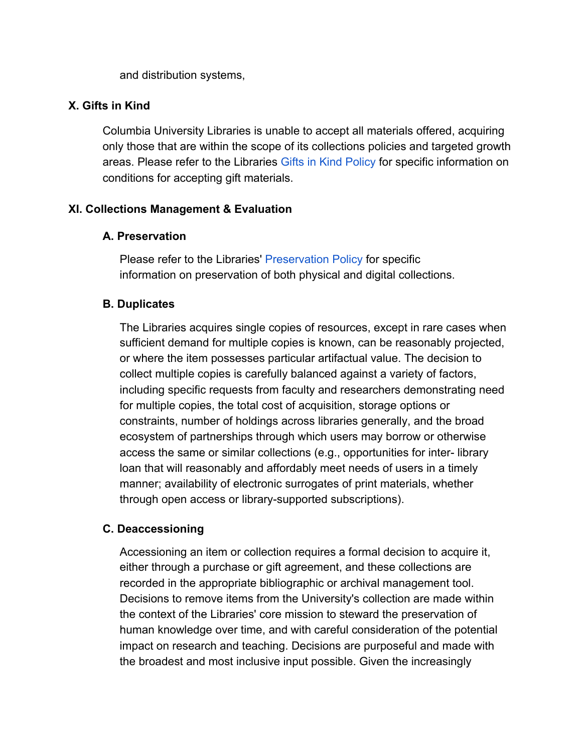and distribution systems,

## X. Gifts in Kind

Columbia University Libraries is unable to accept all materials offered, acquiring only those that are within the scope of its collections policies and targeted growth areas. Please refer to the Libraries Gifts in Kind Policy for specific information on conditions for accepting gift materials.

## XI. Collections Management & Evaluation

### A. Preservation

Please refer to the Libraries' Preservation Policy for specific information on preservation of both physical and digital collections.

### B. Duplicates

The Libraries acquires single copies of resources, except in rare cases when sufficient demand for multiple copies is known, can be reasonably projected, or where the item possesses particular artifactual value. The decision to collect multiple copies is carefully balanced against a variety of factors, including specific requests from faculty and researchers demonstrating need for multiple copies, the total cost of acquisition, storage options or constraints, number of holdings across libraries generally, and the broad ecosystem of partnerships through which users may borrow or otherwise access the same or similar collections (e.g., opportunities for inter- library loan that will reasonably and affordably meet needs of users in a timely manner; availability of electronic surrogates of print materials, whether through open access or library-supported subscriptions).

### C. Deaccessioning

Accessioning an item or collection requires a formal decision to acquire it, either through a purchase or gift agreement, and these collections are recorded in the appropriate bibliographic or archival management tool. Decisions to remove items from the University's collection are made within the context of the Libraries' core mission to steward the preservation of human knowledge over time, and with careful consideration of the potential impact on research and teaching. Decisions are purposeful and made with the broadest and most inclusive input possible. Given the increasingly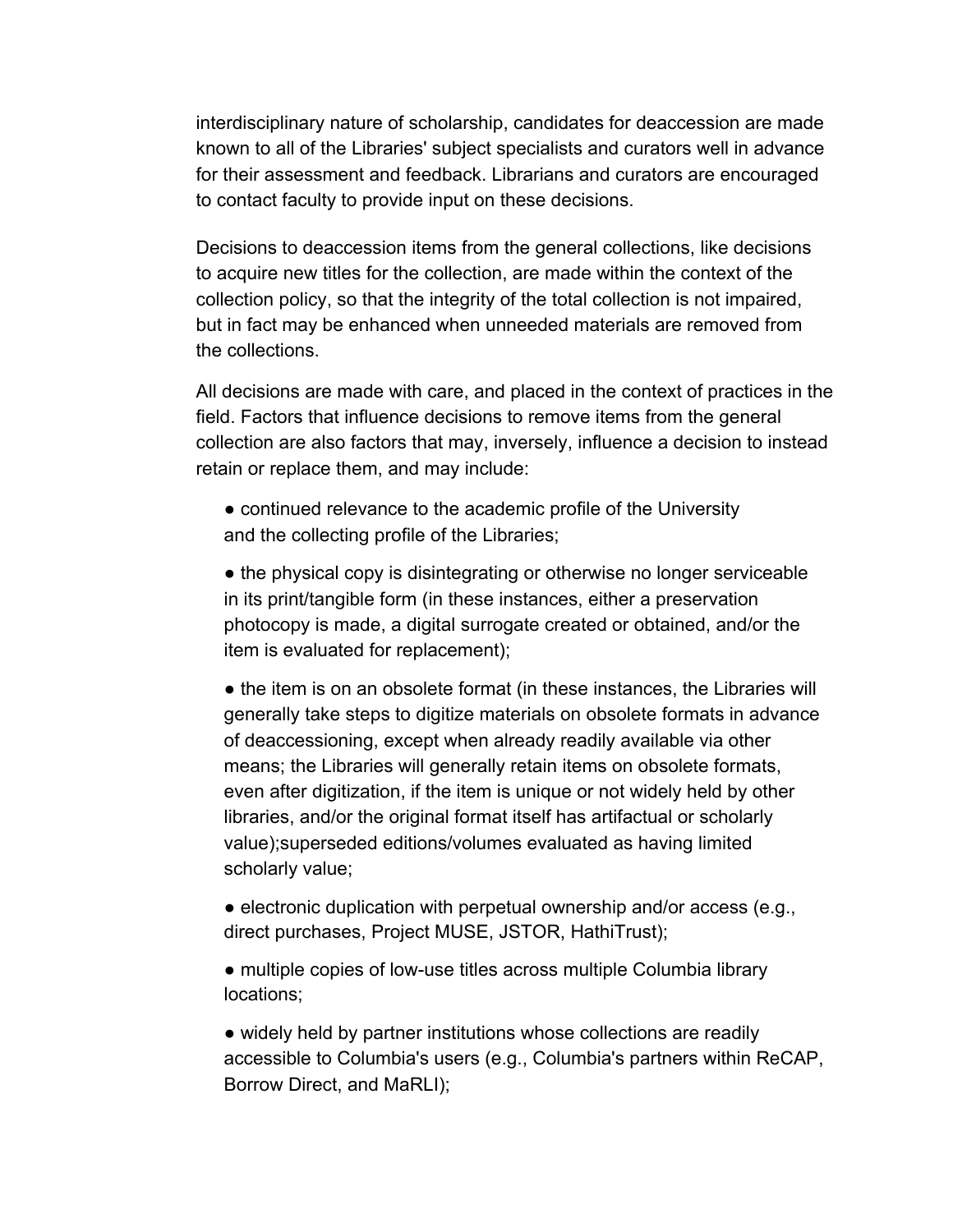interdisciplinary nature of scholarship, candidates for deaccession are made known to all of the Libraries' subject specialists and curators well in advance for their assessment and feedback. Librarians and curators are encouraged to contact faculty to provide input on these decisions.

Decisions to deaccession items from the general collections, like decisions to acquire new titles for the collection, are made within the context of the collection policy, so that the integrity of the total collection is not impaired, but in fact may be enhanced when unneeded materials are removed from the collections.

All decisions are made with care, and placed in the context of practices in the field. Factors that influence decisions to remove items from the general collection are also factors that may, inversely, influence a decision to instead retain or replace them, and may include:

- continued relevance to the academic profile of the University and the collecting profile of the Libraries;
- the physical copy is disintegrating or otherwise no longer serviceable in its print/tangible form (in these instances, either a preservation photocopy is made, a digital surrogate created or obtained, and/or the item is evaluated for replacement);
- the item is on an obsolete format (in these instances, the Libraries will generally take steps to digitize materials on obsolete formats in advance of deaccessioning, except when already readily available via other means; the Libraries will generally retain items on obsolete formats, even after digitization, if the item is unique or not widely held by other libraries, and/or the original format itself has artifactual or scholarly value);superseded editions/volumes evaluated as having limited scholarly value;
- electronic duplication with perpetual ownership and/or access (e.g., direct purchases, Project MUSE, JSTOR, HathiTrust);
- multiple copies of low-use titles across multiple Columbia library locations;
- widely held by partner institutions whose collections are readily accessible to Columbia's users (e.g., Columbia's partners within ReCAP, Borrow Direct, and MaRLI);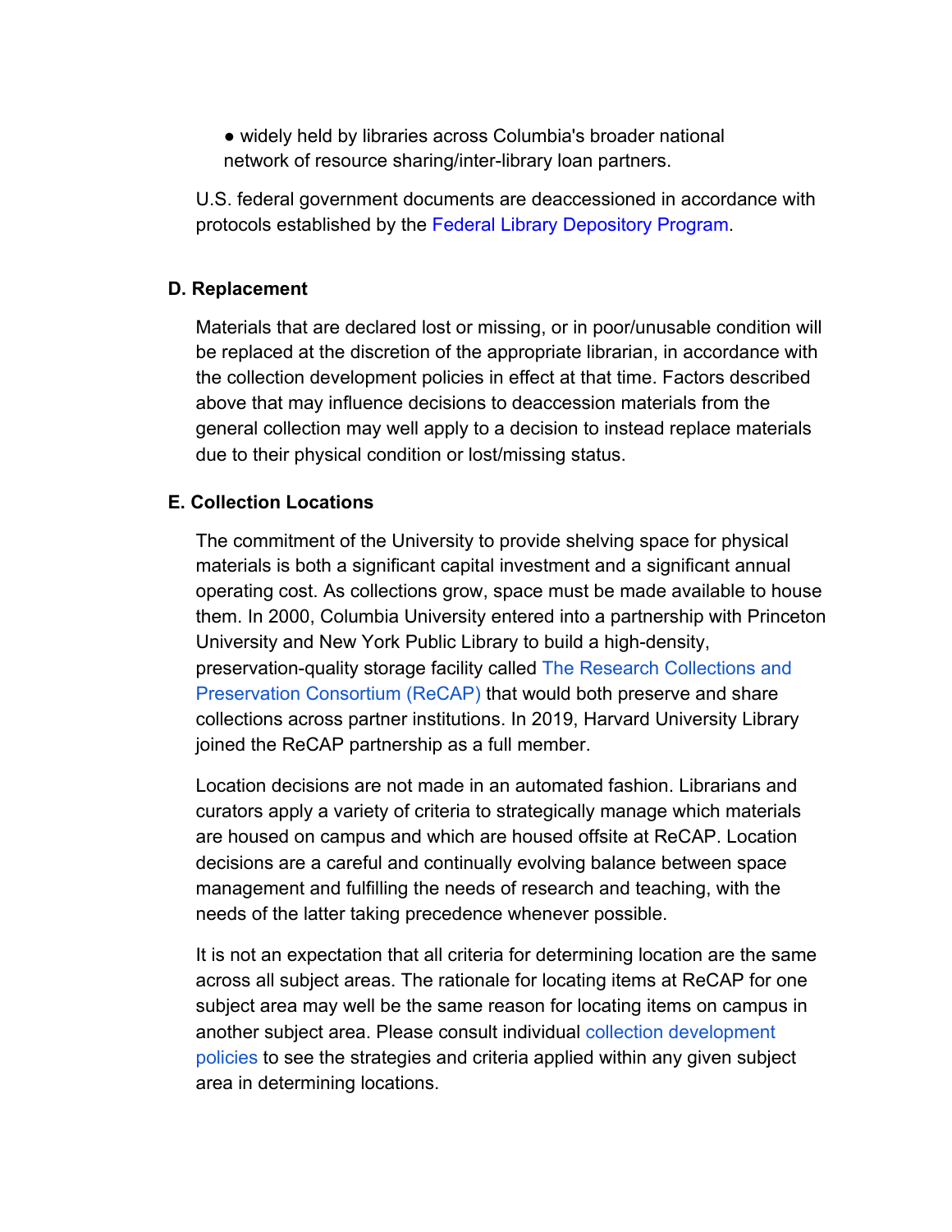- widely held by libraries across Columbia's broader national network of resource sharing/inter-library loan partners.

U.S. federal government documents are deaccessioned in accordance with protocols established by the Federal Library Depository Program.

### D. Replacement

Materials that are declared lost or missing, or in poor/unusable condition will be replaced at the discretion of the appropriate librarian, in accordance with the collection development policies in effect at that time. Factors described above that may influence decisions to deaccession materials from the general collection may well apply to a decision to instead replace materials due to their physical condition or lost/missing status.

### E. Collection Locations

The commitment of the University to provide shelving space for physical materials is both a significant capital investment and a significant annual operating cost. As collections grow, space must be made available to house them. In 2000, Columbia University entered into a partnership with Princeton University and New York Public Library to build a high-density, preservation-quality storage facility called The Research Collections and Preservation Consortium (ReCAP) that would both preserve and share collections across partner institutions. In 2019, Harvard University Library joined the ReCAP partnership as a full member.

Location decisions are not made in an automated fashion. Librarians and curators apply a variety of criteria to strategically manage which materials are housed on campus and which are housed offsite at ReCAP. Location decisions are a careful and continually evolving balance between space management and fulfilling the needs of research and teaching, with the needs of the latter taking precedence whenever possible.

It is not an expectation that all criteria for determining location are the same across all subject areas. The rationale for locating items at ReCAP for one subject area may well be the same reason for locating items on campus in another subject area. Please consult individual collection development policies to see the strategies and criteria applied within any given subject area in determining locations.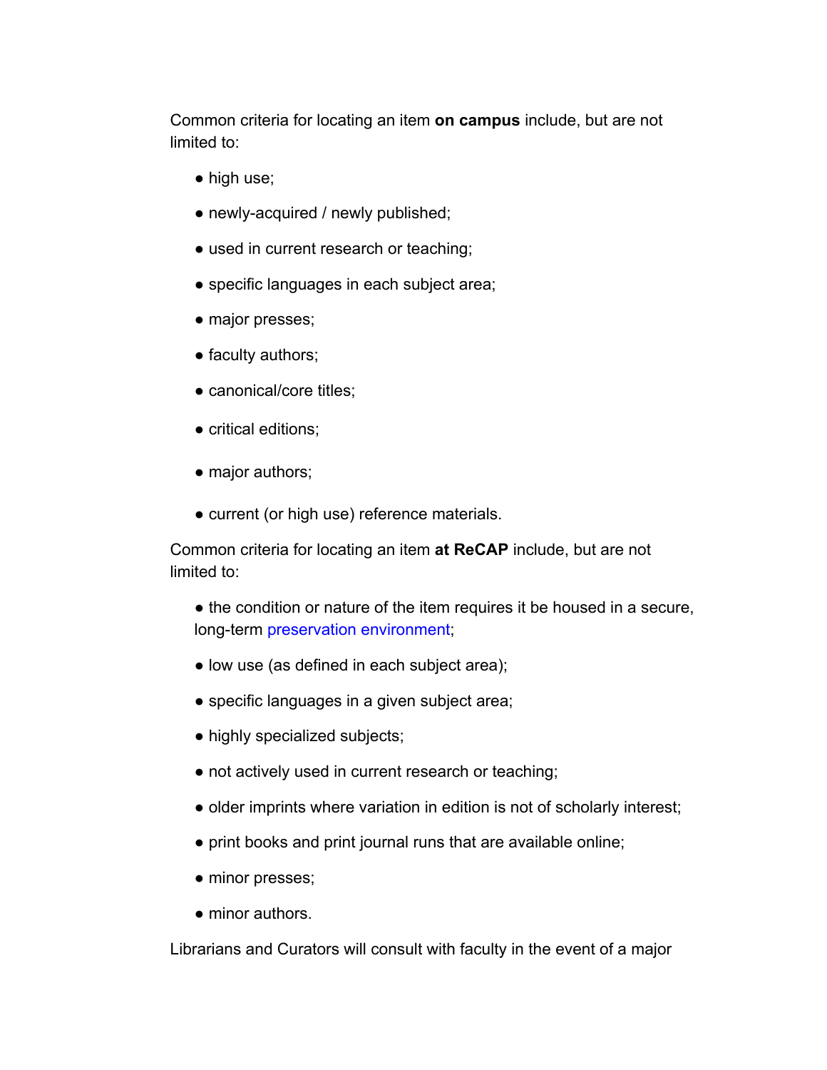Common criteria for locating an item **on campus** include, but are not limited to:

- high use;
- newly-acquired / newly published;
- used in current research or teaching;
- specific languages in each subject area;
- major presses;
- faculty authors;
- canonical/core titles;
- critical editions;
- major authors;
- current (or high use) reference materials.

Common criteria for locating an item **at ReCAP** include, but are not limited to:

- the condition or nature of the item requires it be housed in a secure, long-term preservation environment;
- low use (as defined in each subject area);
- specific languages in a given subject area;
- highly specialized subjects;
- not actively used in current research or teaching;
- older imprints where variation in edition is not of scholarly interest;
- print books and print journal runs that are available online;
- minor presses;
- minor authors.

Librarians and Curators will consult with faculty in the event of a major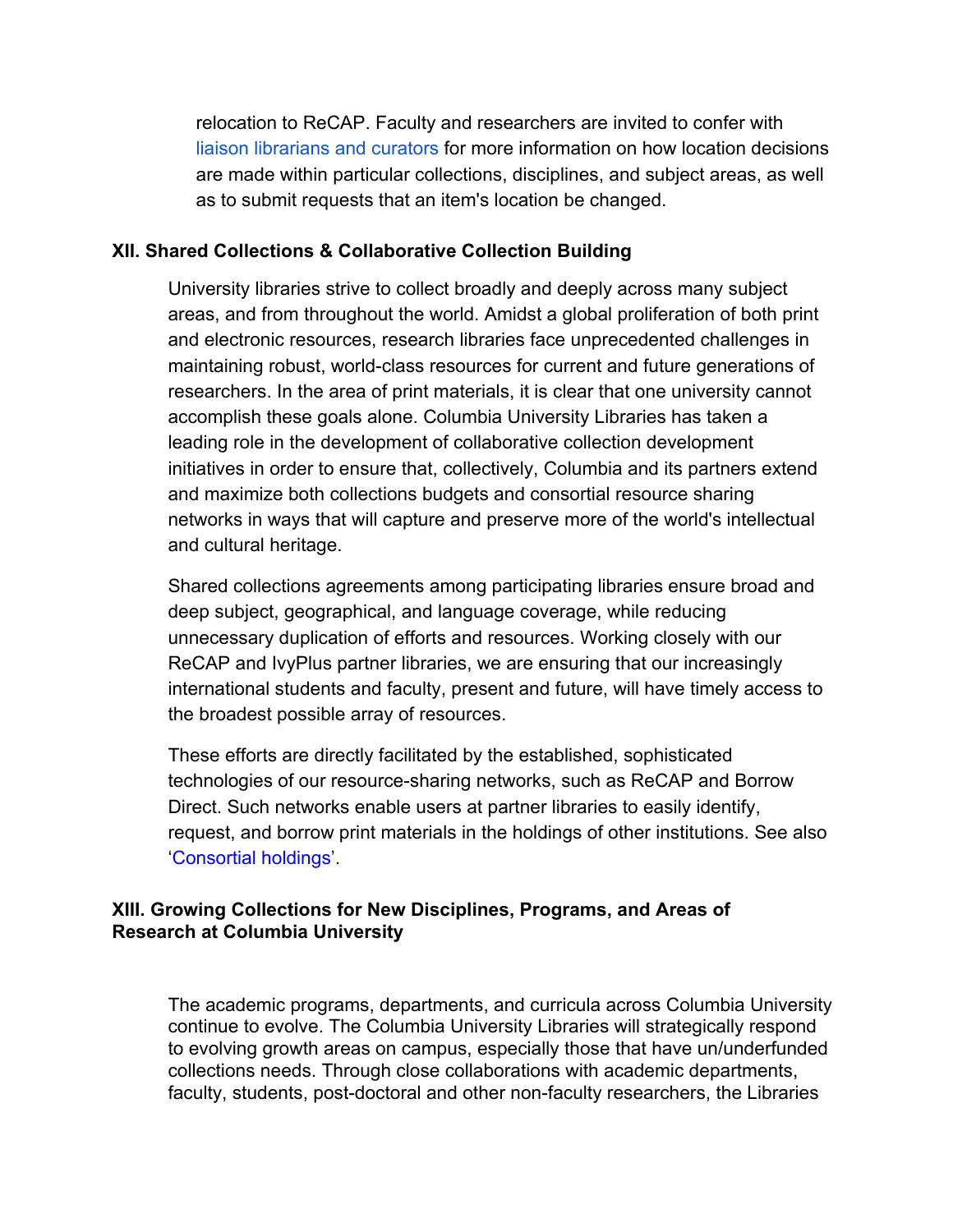relocation to ReCAP. Faculty and researchers are invited to confer with liaison librarians and curators for more information on how location decisions are made within particular collections, disciplines, and subject areas, as well as to submit requests that an item's location be changed.

## XII. Shared Collections & Collaborative Collection Building

University libraries strive to collect broadly and deeply across many subject areas, and from throughout the world. Amidst a global proliferation of both print and electronic resources, research libraries face unprecedented challenges in maintaining robust, world-class resources for current and future generations of researchers. In the area of print materials, it is clear that one university cannot accomplish these goals alone. Columbia University Libraries has taken a leading role in the development of collaborative collection development initiatives in order to ensure that, collectively, Columbia and its partners extend and maximize both collections budgets and consortial resource sharing networks in ways that will capture and preserve more of the world's intellectual and cultural heritage.

Shared collections agreements among participating libraries ensure broad and deep subject, geographical, and language coverage, while reducing unnecessary duplication of efforts and resources. Working closely with our ReCAP and IvyPlus partner libraries, we are ensuring that our increasingly international students and faculty, present and future, will have timely access to the broadest possible array of resources.

These efforts are directly facilitated by the established, sophisticated technologies of our resource-sharing networks, such as ReCAP and Borrow Direct. Such networks enable users at partner libraries to easily identify, request, and borrow print materials in the holdings of other institutions. See also 'Consortial holdings'.

## XIII. Growing Collections for New Disciplines, Programs, and Areas of Research at Columbia University

The academic programs, departments, and curricula across Columbia University continue to evolve. The Columbia University Libraries will strategically respond to evolving growth areas on campus, especially those that have un/underfunded collections needs. Through close collaborations with academic departments, faculty, students, post-doctoral and other non-faculty researchers, the Libraries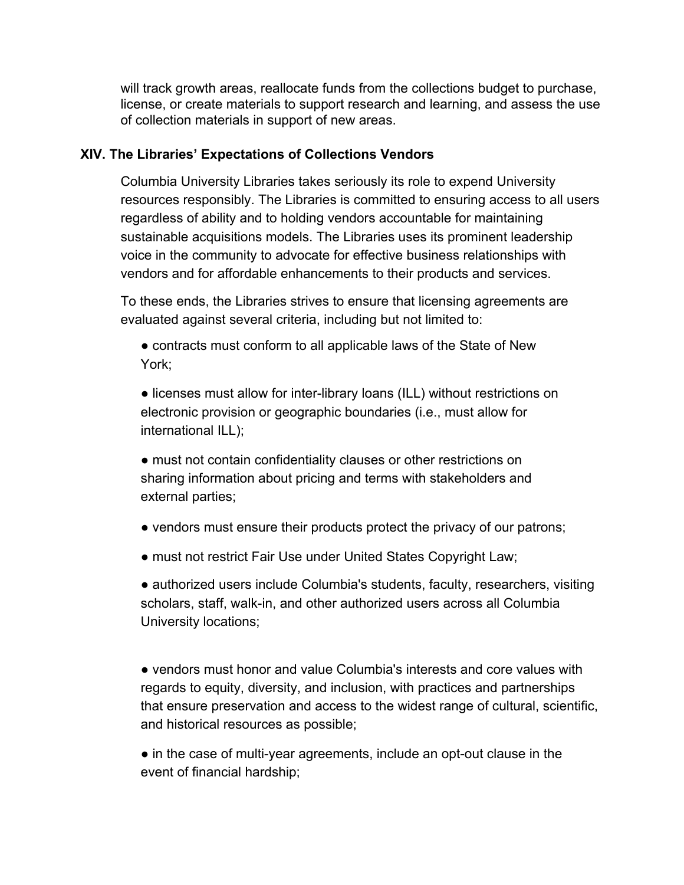will track growth areas, reallocate funds from the collections budget to purchase, license, or create materials to support research and learning, and assess the use of collection materials in support of new areas.

## XIV. The Libraries' Expectations of Collections Vendors

Columbia University Libraries takes seriously its role to expend University resources responsibly. The Libraries is committed to ensuring access to all users regardless of ability and to holding vendors accountable for maintaining sustainable acquisitions models. The Libraries uses its prominent leadership voice in the community to advocate for effective business relationships with vendors and for affordable enhancements to their products and services.

To these ends, the Libraries strives to ensure that licensing agreements are evaluated against several criteria, including but not limited to:

- contracts must conform to all applicable laws of the State of New York;
- licenses must allow for inter-library loans (ILL) without restrictions on electronic provision or geographic boundaries (i.e., must allow for international ILL);
- must not contain confidentiality clauses or other restrictions on sharing information about pricing and terms with stakeholders and external parties;
- vendors must ensure their products protect the privacy of our patrons;
- must not restrict Fair Use under United States Copyright Law;
- authorized users include Columbia's students, faculty, researchers, visiting scholars, staff, walk-in, and other authorized users across all Columbia University locations;
- vendors must honor and value Columbia's interests and core values with regards to equity, diversity, and inclusion, with practices and partnerships that ensure preservation and access to the widest range of cultural, scientific, and historical resources as possible;
- in the case of multi-year agreements, include an opt-out clause in the event of financial hardship;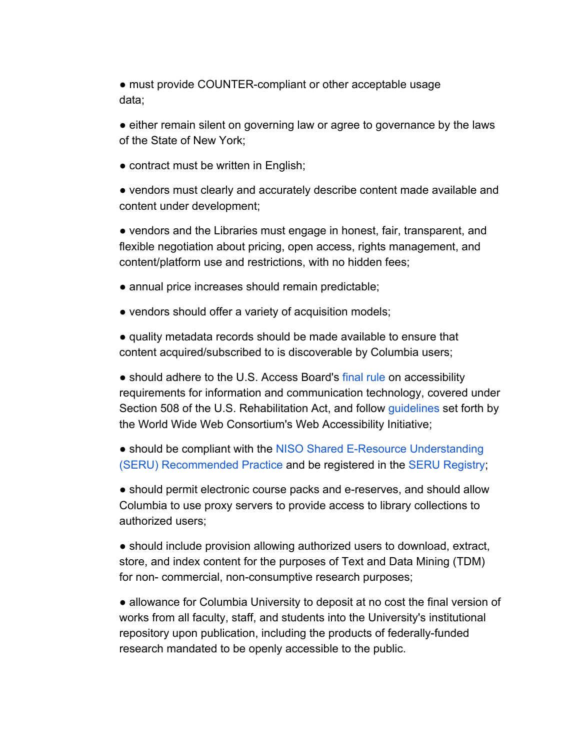- must provide COUNTER-compliant or other acceptable usage data;
- either remain silent on governing law or agree to governance by the laws of the State of New York;
- contract must be written in English;
- vendors must clearly and accurately describe content made available and content under development;
- vendors and the Libraries must engage in honest, fair, transparent, and flexible negotiation about pricing, open access, rights management, and content/platform use and restrictions, with no hidden fees;
- annual price increases should remain predictable;
- vendors should offer a variety of acquisition models;
- quality metadata records should be made available to ensure that content acquired/subscribed to is discoverable by Columbia users;
- should adhere to the U.S. Access Board's final rule on accessibility requirements for information and communication technology, covered under Section 508 of the U.S. Rehabilitation Act, and follow guidelines set forth by the World Wide Web Consortium's Web Accessibility Initiative;
- should be compliant with the NISO Shared E-Resource Understanding (SERU) Recommended Practice and be registered in the SERU Registry;
- should permit electronic course packs and e-reserves, and should allow Columbia to use proxy servers to provide access to library collections to authorized users;
- should include provision allowing authorized users to download, extract, store, and index content for the purposes of Text and Data Mining (TDM) for non- commercial, non-consumptive research purposes;
- allowance for Columbia University to deposit at no cost the final version of works from all faculty, staff, and students into the University's institutional repository upon publication, including the products of federally-funded research mandated to be openly accessible to the public.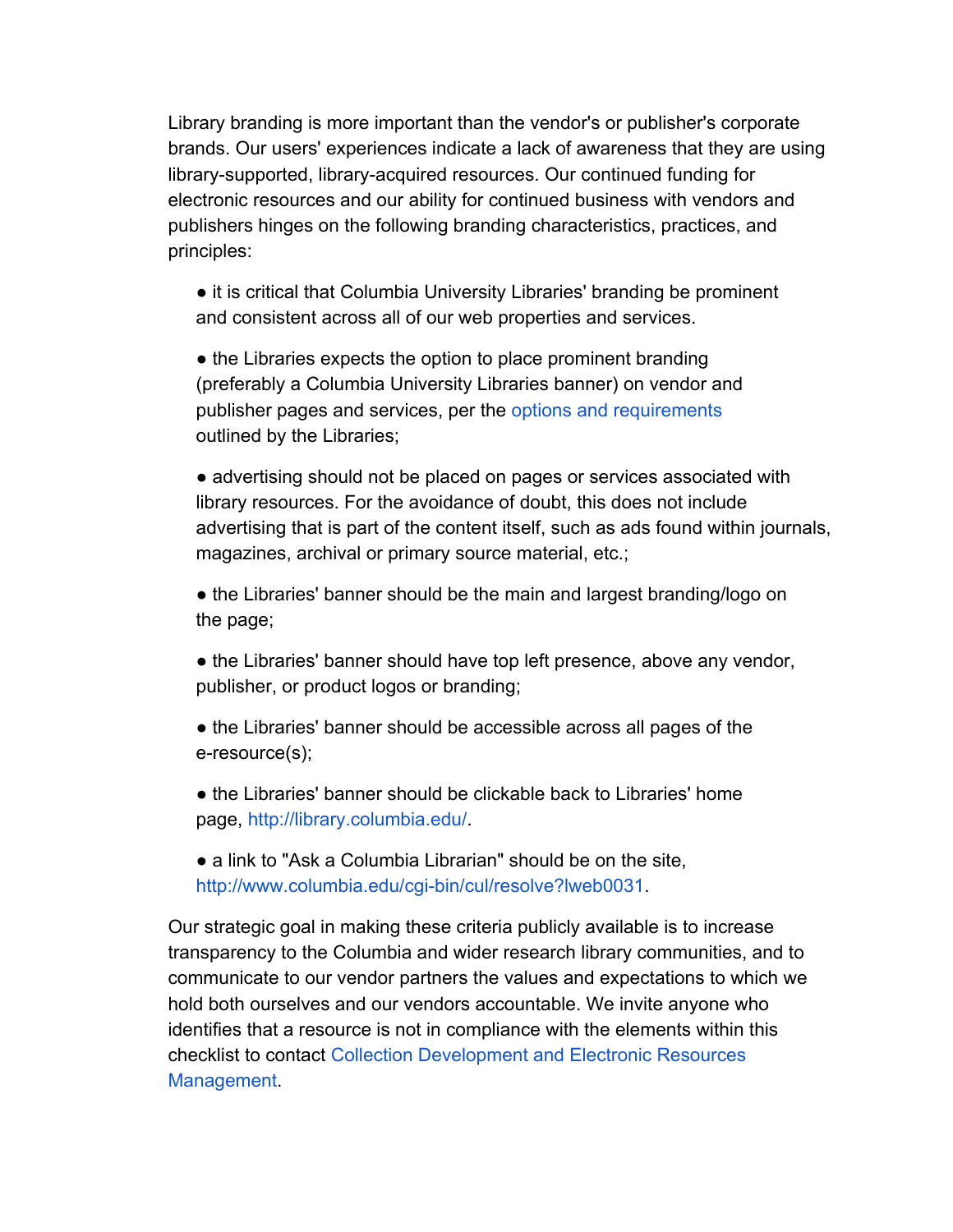Library branding is more important than the vendor's or publisher's corporate brands. Our users' experiences indicate a lack of awareness that they are using library-supported, library-acquired resources. Our continued funding for electronic resources and our ability for continued business with vendors and publishers hinges on the following branding characteristics, practices, and principles:

- it is critical that Columbia University Libraries' branding be prominent and consistent across all of our web properties and services.
- the Libraries expects the option to place prominent branding (preferably a Columbia University Libraries banner) on vendor and publisher pages and services, per the options and requirements outlined by the Libraries;
- advertising should not be placed on pages or services associated with library resources. For the avoidance of doubt, this does not include advertising that is part of the content itself, such as ads found within journals, magazines, archival or primary source material, etc.;
- the Libraries' banner should be the main and largest branding/logo on the page;
- the Libraries' banner should have top left presence, above any vendor, publisher, or product logos or branding;
- the Libraries' banner should be accessible across all pages of the e-resource(s);
- the Libraries' banner should be clickable back to Libraries' home page, http://library.columbia.edu/.
- a link to "Ask a Columbia Librarian" should be on the site, http://www.columbia.edu/cgi-bin/cul/resolve?lweb0031.

Our strategic goal in making these criteria publicly available is to increase transparency to the Columbia and wider research library communities, and to communicate to our vendor partners the values and expectations to which we hold both ourselves and our vendors accountable. We invite anyone who identifies that a resource is not in compliance with the elements within this checklist to contact Collection Development and Electronic Resources Management.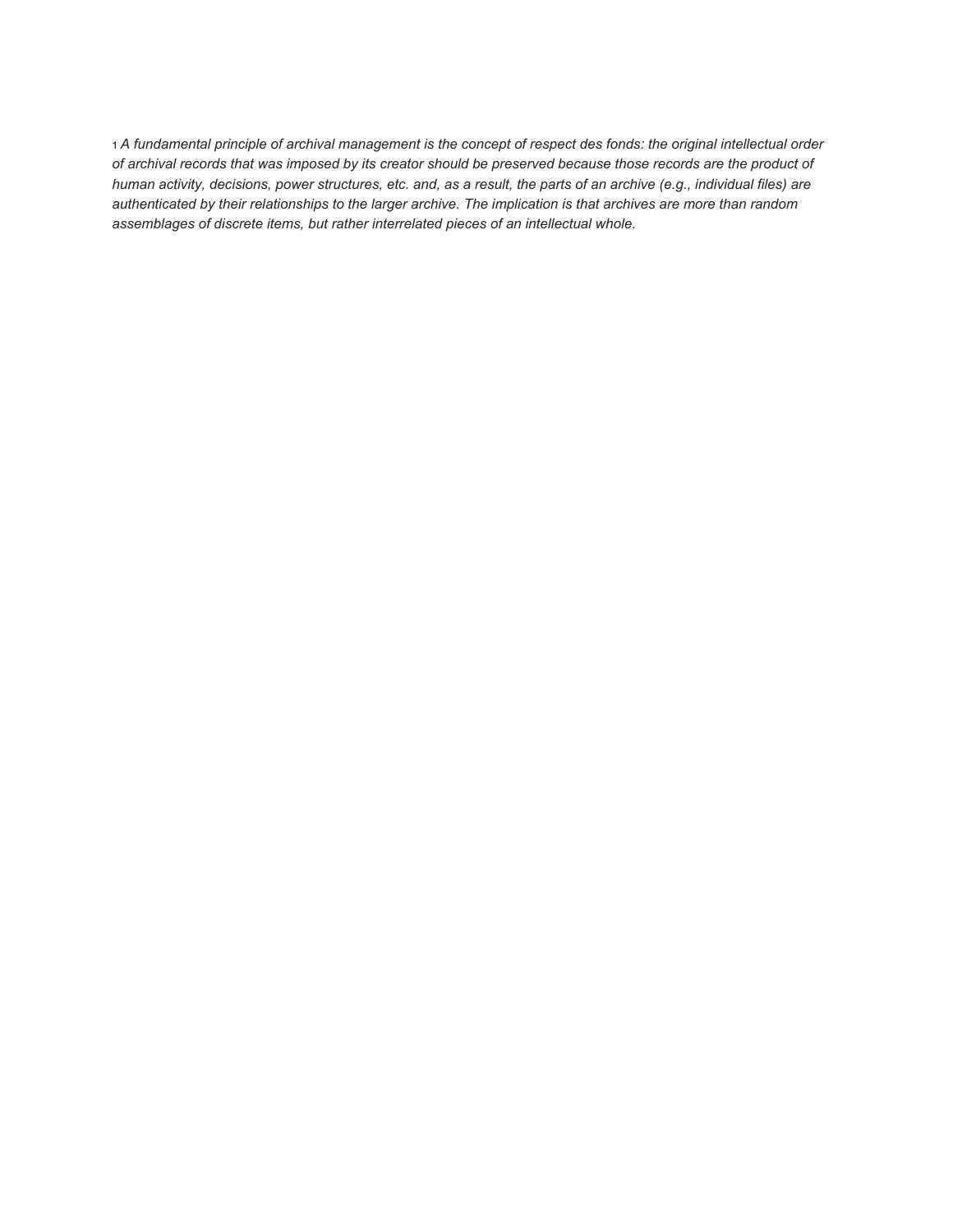[1] *A fundamental principle of archival management is the concept of respect des fonds: the original intellectual order of archival records that was imposed by its creator should be preserved because those records are the product of human activity, decisions, power structures, etc. and, as a result, the parts of an archive (e.g., individual files) are authenticated by their relationships to the larger archive. The implication is that archives are more than random assemblages of discrete items, but rather interrelated pieces of an intellectual whole.*